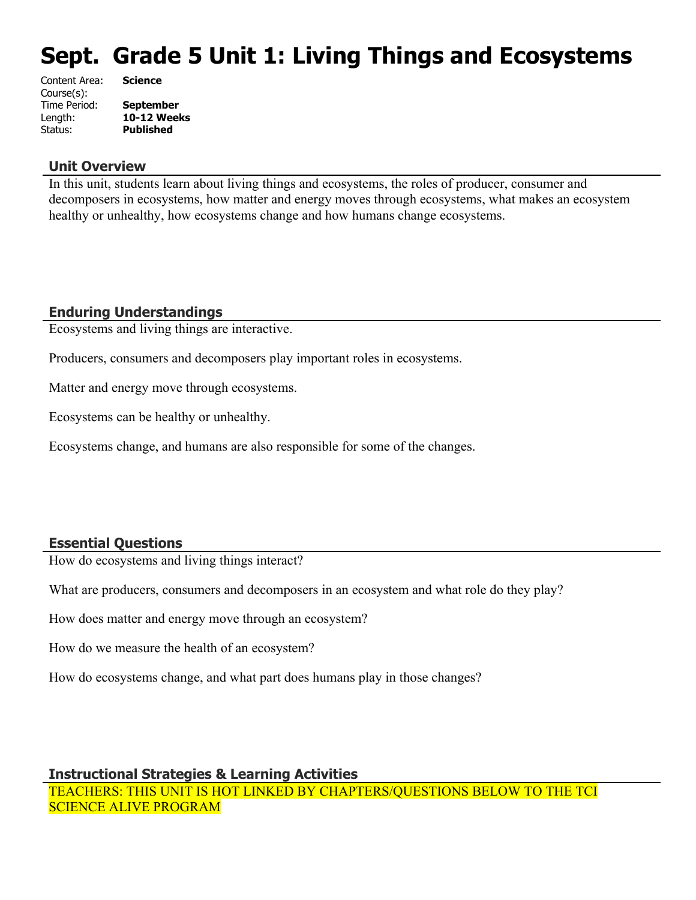# Sept. Grade 5 Unit 1: Living Things and Ecosystems

Content Area: **Science**
Course(s):
Time Period: **September**
Length: **10-12 Weeks**
Status: **Published**

## Unit Overview

In this unit, students learn about living things and ecosystems, the roles of producer, consumer and decomposers in ecosystems, how matter and energy moves through ecosystems, what makes an ecosystem healthy or unhealthy, how ecosystems change and how humans change ecosystems.

## Enduring Understandings

Ecosystems and living things are interactive.

Producers, consumers and decomposers play important roles in ecosystems.

Matter and energy move through ecosystems.

Ecosystems can be healthy or unhealthy.

Ecosystems change, and humans are also responsible for some of the changes.

## Essential Questions

How do ecosystems and living things interact?

What are producers, consumers and decomposers in an ecosystem and what role do they play?

How does matter and energy move through an ecosystem?

How do we measure the health of an ecosystem?

How do ecosystems change, and what part does humans play in those changes?

## Instructional Strategies & Learning Activities

TEACHERS: THIS UNIT IS HOT LINKED BY CHAPTERS/QUESTIONS BELOW TO THE TCI SCIENCE ALIVE PROGRAM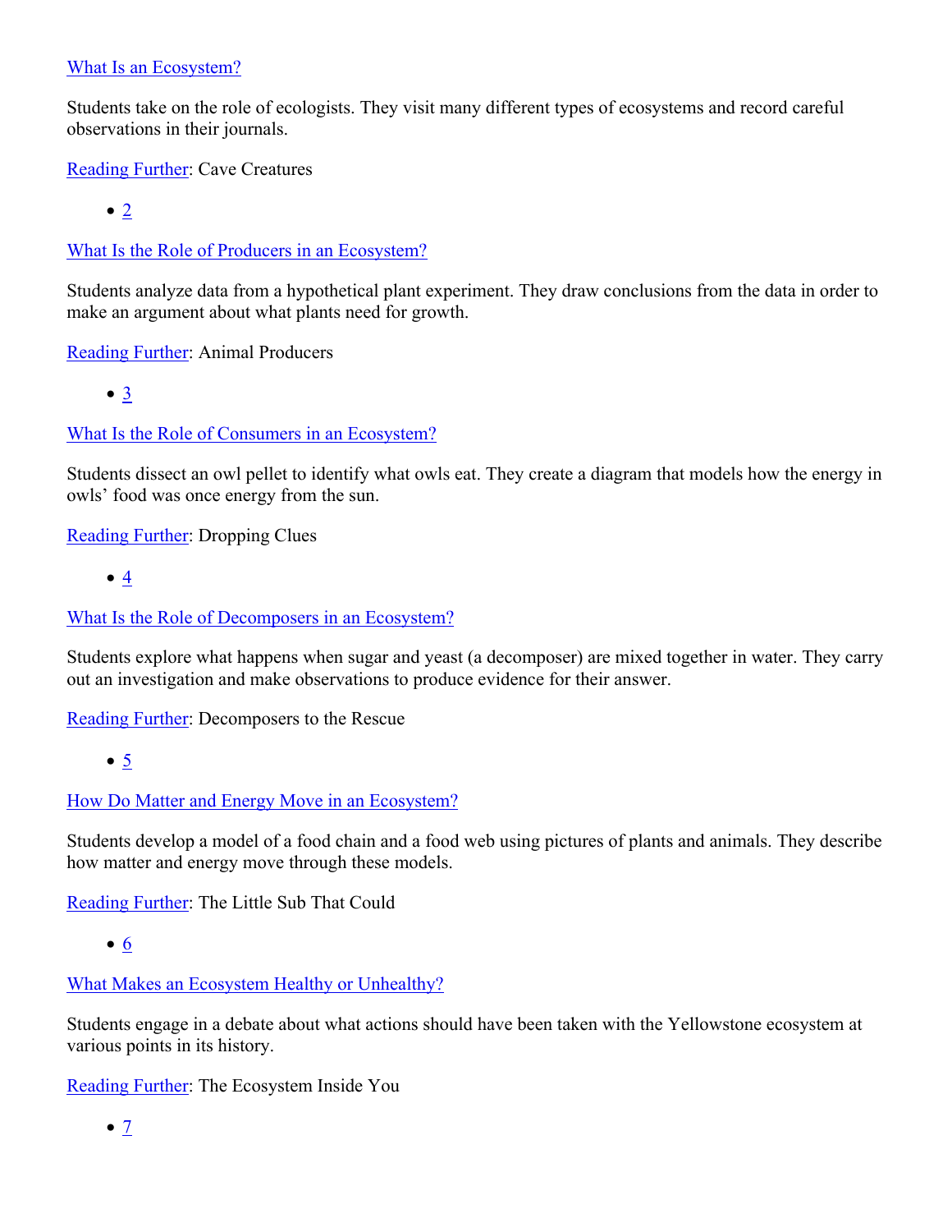[What Is an Ecosystem?]

Students take on the role of ecologists. They visit many different types of ecosystems and record careful observations in their journals.

[Reading Further]: Cave Creatures

- [2]

[What Is the Role of Producers in an Ecosystem?]

Students analyze data from a hypothetical plant experiment. They draw conclusions from the data in order to make an argument about what plants need for growth.

[Reading Further]: Animal Producers

- [3]

[What Is the Role of Consumers in an Ecosystem?]

Students dissect an owl pellet to identify what owls eat. They create a diagram that models how the energy in owls' food was once energy from the sun.

[Reading Further]: Dropping Clues

- [4]

[What Is the Role of Decomposers in an Ecosystem?]

Students explore what happens when sugar and yeast (a decomposer) are mixed together in water. They carry out an investigation and make observations to produce evidence for their answer.

[Reading Further]: Decomposers to the Rescue

- [5]

[How Do Matter and Energy Move in an Ecosystem?]

Students develop a model of a food chain and a food web using pictures of plants and animals. They describe how matter and energy move through these models.

[Reading Further]: The Little Sub That Could

- [6]

[What Makes an Ecosystem Healthy or Unhealthy?]

Students engage in a debate about what actions should have been taken with the Yellowstone ecosystem at various points in its history.

[Reading Further]: The Ecosystem Inside You

- [7]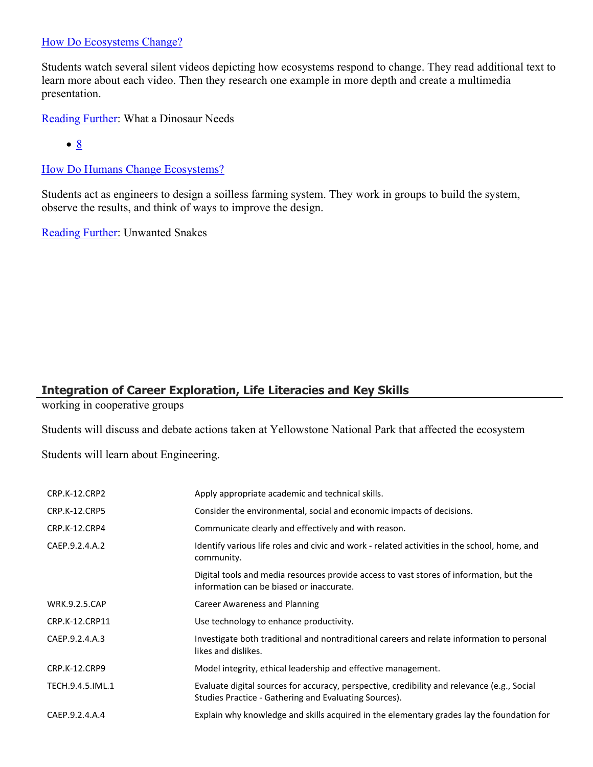[How Do Ecosystems Change?]

Students watch several silent videos depicting how ecosystems respond to change. They read additional text to learn more about each video. Then they research one example in more depth and create a multimedia presentation.

[Reading Further]: What a Dinosaur Needs

- [8]

[How Do Humans Change Ecosystems?]

Students act as engineers to design a soilless farming system. They work in groups to build the system, observe the results, and think of ways to improve the design.

[Reading Further]: Unwanted Snakes

## Integration of Career Exploration, Life Literacies and Key Skills

working in cooperative groups

Students will discuss and debate actions taken at Yellowstone National Park that affected the ecosystem

Students will learn about Engineering.

| | |
|---|---|
| CRP.K-12.CRP2 | Apply appropriate academic and technical skills. |
| CRP.K-12.CRP5 | Consider the environmental, social and economic impacts of decisions. |
| CRP.K-12.CRP4 | Communicate clearly and effectively and with reason. |
| CAEP.9.2.4.A.2 | Identify various life roles and civic and work - related activities in the school, home, and community. |
| | Digital tools and media resources provide access to vast stores of information, but the information can be biased or inaccurate. |
| WRK.9.2.5.CAP | Career Awareness and Planning |
| CRP.K-12.CRP11 | Use technology to enhance productivity. |
| CAEP.9.2.4.A.3 | Investigate both traditional and nontraditional careers and relate information to personal likes and dislikes. |
| CRP.K-12.CRP9 | Model integrity, ethical leadership and effective management. |
| TECH.9.4.5.IML.1 | Evaluate digital sources for accuracy, perspective, credibility and relevance (e.g., Social Studies Practice - Gathering and Evaluating Sources). |
| CAEP.9.2.4.A.4 | Explain why knowledge and skills acquired in the elementary grades lay the foundation for |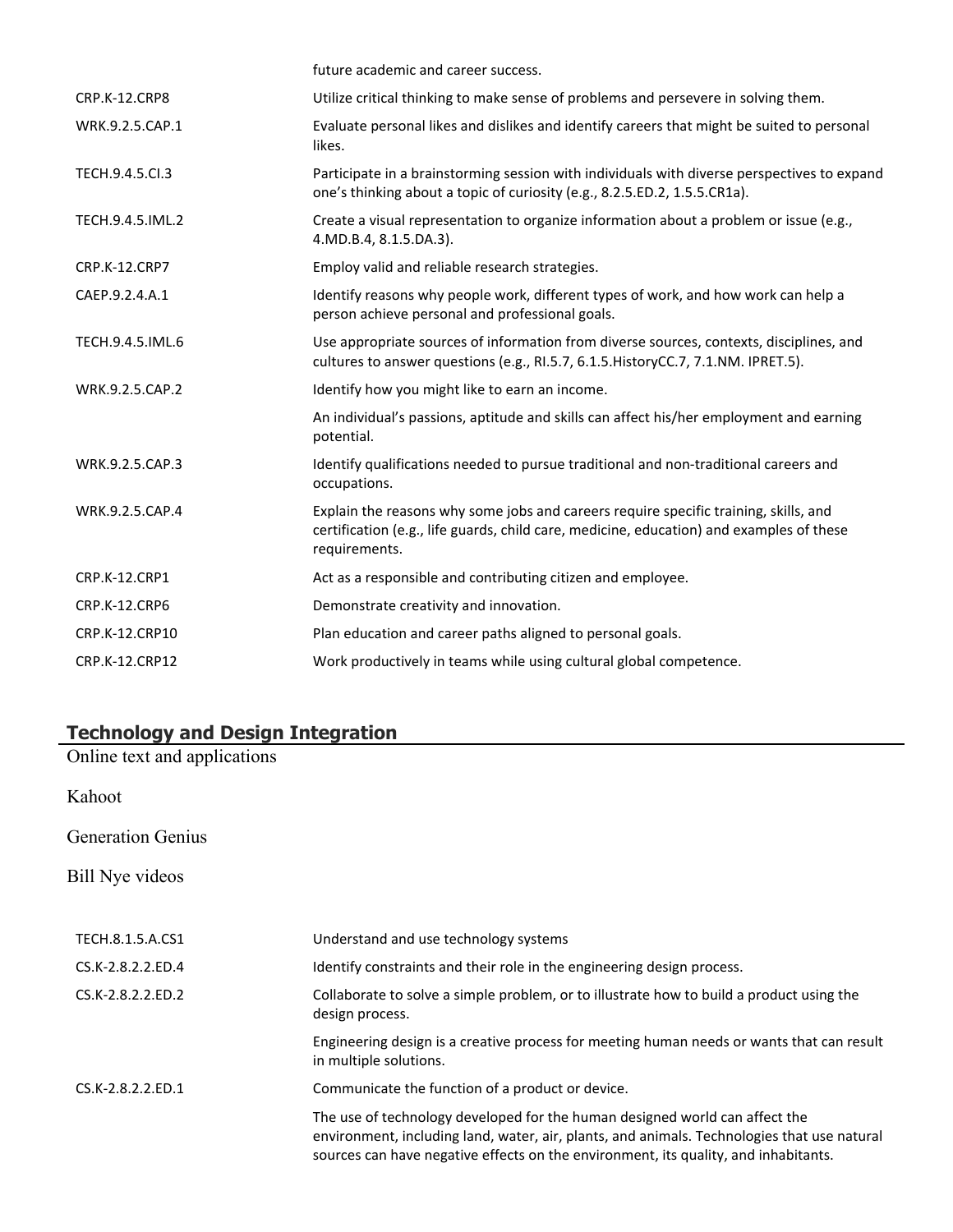| | |
|---|---|
| | future academic and career success. |
| CRP.K-12.CRP8 | Utilize critical thinking to make sense of problems and persevere in solving them. |
| WRK.9.2.5.CAP.1 | Evaluate personal likes and dislikes and identify careers that might be suited to personal likes. |
| TECH.9.4.5.CI.3 | Participate in a brainstorming session with individuals with diverse perspectives to expand one's thinking about a topic of curiosity (e.g., 8.2.5.ED.2, 1.5.5.CR1a). |
| TECH.9.4.5.IML.2 | Create a visual representation to organize information about a problem or issue (e.g., 4.MD.B.4, 8.1.5.DA.3). |
| CRP.K-12.CRP7 | Employ valid and reliable research strategies. |
| CAEP.9.2.4.A.1 | Identify reasons why people work, different types of work, and how work can help a person achieve personal and professional goals. |
| TECH.9.4.5.IML.6 | Use appropriate sources of information from diverse sources, contexts, disciplines, and cultures to answer questions (e.g., RI.5.7, 6.1.5.HistoryCC.7, 7.1.NM. IPRET.5). |
| WRK.9.2.5.CAP.2 | Identify how you might like to earn an income. |
| | An individual's passions, aptitude and skills can affect his/her employment and earning potential. |
| WRK.9.2.5.CAP.3 | Identify qualifications needed to pursue traditional and non-traditional careers and occupations. |
| WRK.9.2.5.CAP.4 | Explain the reasons why some jobs and careers require specific training, skills, and certification (e.g., life guards, child care, medicine, education) and examples of these requirements. |
| CRP.K-12.CRP1 | Act as a responsible and contributing citizen and employee. |
| CRP.K-12.CRP6 | Demonstrate creativity and innovation. |
| CRP.K-12.CRP10 | Plan education and career paths aligned to personal goals. |
| CRP.K-12.CRP12 | Work productively in teams while using cultural global competence. |

## Technology and Design Integration

Online text and applications

Kahoot

Generation Genius

Bill Nye videos

| | |
|---|---|
| TECH.8.1.5.A.CS1 | Understand and use technology systems |
| CS.K-2.8.2.2.ED.4 | Identify constraints and their role in the engineering design process. |
| CS.K-2.8.2.2.ED.2 | Collaborate to solve a simple problem, or to illustrate how to build a product using the design process. |
| | Engineering design is a creative process for meeting human needs or wants that can result in multiple solutions. |
| CS.K-2.8.2.2.ED.1 | Communicate the function of a product or device. |
| | The use of technology developed for the human designed world can affect the environment, including land, water, air, plants, and animals. Technologies that use natural sources can have negative effects on the environment, its quality, and inhabitants. |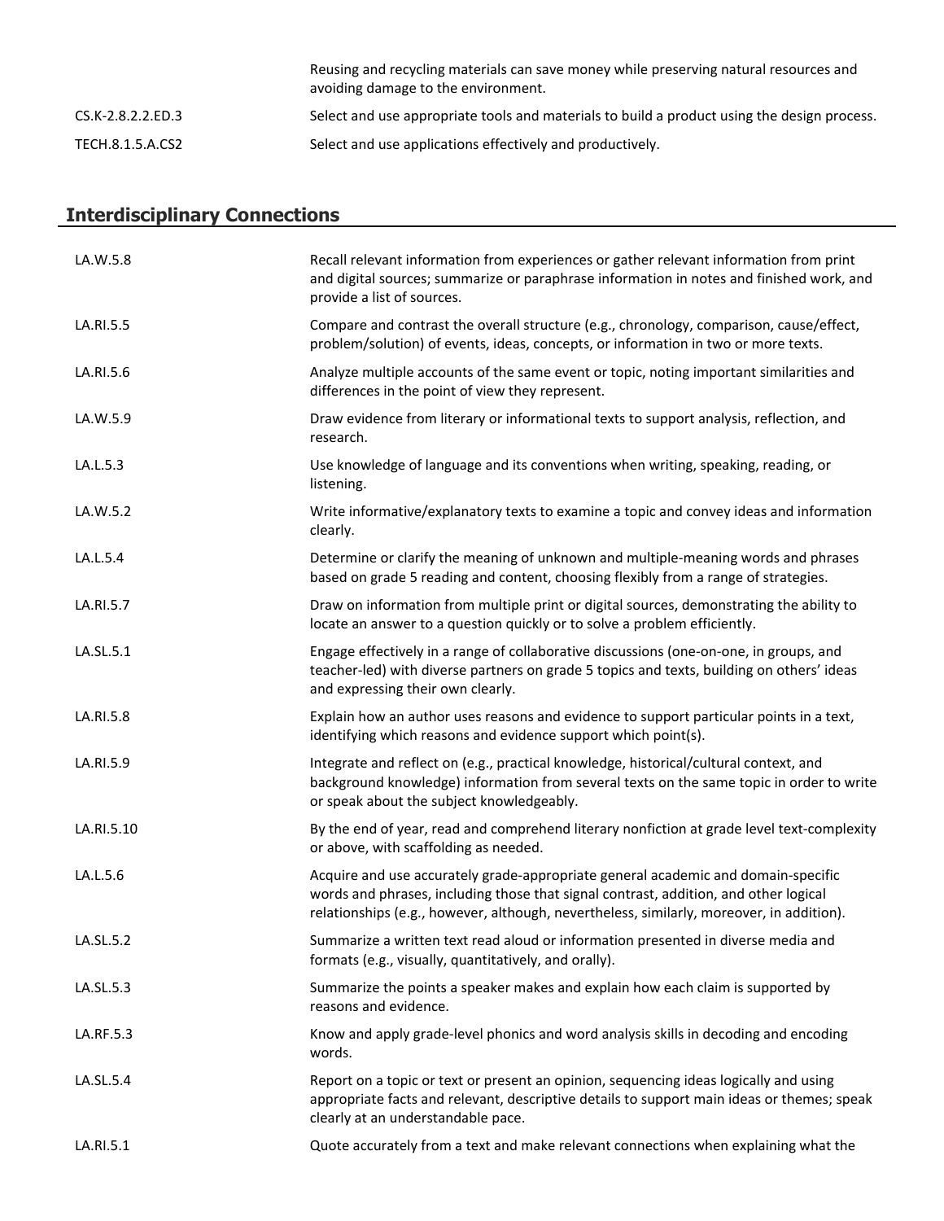| | |
|---|---|
| | Reusing and recycling materials can save money while preserving natural resources and avoiding damage to the environment. |
| CS.K-2.8.2.2.ED.3 | Select and use appropriate tools and materials to build a product using the design process. |
| TECH.8.1.5.A.CS2 | Select and use applications effectively and productively. |

## Interdisciplinary Connections

| | |
|---|---|
| LA.W.5.8 | Recall relevant information from experiences or gather relevant information from print and digital sources; summarize or paraphrase information in notes and finished work, and provide a list of sources. |
| LA.RI.5.5 | Compare and contrast the overall structure (e.g., chronology, comparison, cause/effect, problem/solution) of events, ideas, concepts, or information in two or more texts. |
| LA.RI.5.6 | Analyze multiple accounts of the same event or topic, noting important similarities and differences in the point of view they represent. |
| LA.W.5.9 | Draw evidence from literary or informational texts to support analysis, reflection, and research. |
| LA.L.5.3 | Use knowledge of language and its conventions when writing, speaking, reading, or listening. |
| LA.W.5.2 | Write informative/explanatory texts to examine a topic and convey ideas and information clearly. |
| LA.L.5.4 | Determine or clarify the meaning of unknown and multiple-meaning words and phrases based on grade 5 reading and content, choosing flexibly from a range of strategies. |
| LA.RI.5.7 | Draw on information from multiple print or digital sources, demonstrating the ability to locate an answer to a question quickly or to solve a problem efficiently. |
| LA.SL.5.1 | Engage effectively in a range of collaborative discussions (one-on-one, in groups, and teacher-led) with diverse partners on grade 5 topics and texts, building on others' ideas and expressing their own clearly. |
| LA.RI.5.8 | Explain how an author uses reasons and evidence to support particular points in a text, identifying which reasons and evidence support which point(s). |
| LA.RI.5.9 | Integrate and reflect on (e.g., practical knowledge, historical/cultural context, and background knowledge) information from several texts on the same topic in order to write or speak about the subject knowledgeably. |
| LA.RI.5.10 | By the end of year, read and comprehend literary nonfiction at grade level text-complexity or above, with scaffolding as needed. |
| LA.L.5.6 | Acquire and use accurately grade-appropriate general academic and domain-specific words and phrases, including those that signal contrast, addition, and other logical relationships (e.g., however, although, nevertheless, similarly, moreover, in addition). |
| LA.SL.5.2 | Summarize a written text read aloud or information presented in diverse media and formats (e.g., visually, quantitatively, and orally). |
| LA.SL.5.3 | Summarize the points a speaker makes and explain how each claim is supported by reasons and evidence. |
| LA.RF.5.3 | Know and apply grade-level phonics and word analysis skills in decoding and encoding words. |
| LA.SL.5.4 | Report on a topic or text or present an opinion, sequencing ideas logically and using appropriate facts and relevant, descriptive details to support main ideas or themes; speak clearly at an understandable pace. |
| LA.RI.5.1 | Quote accurately from a text and make relevant connections when explaining what the |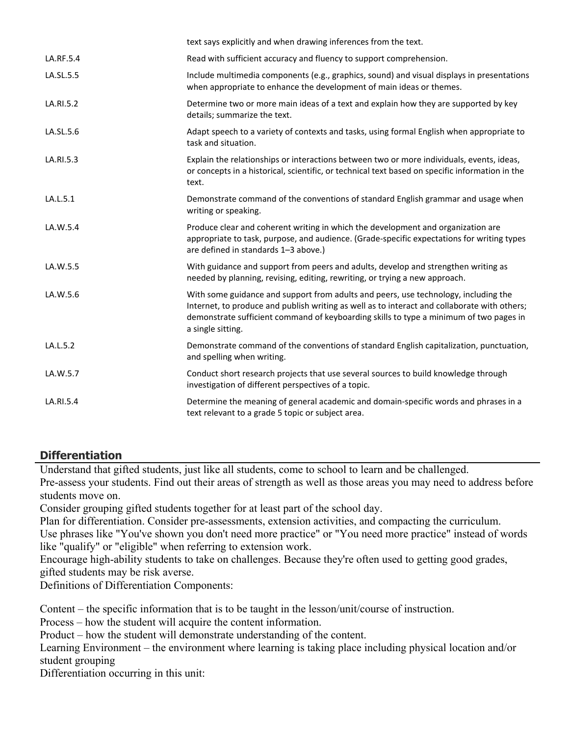| | |
|---|---|
| | text says explicitly and when drawing inferences from the text. |
| LA.RF.5.4 | Read with sufficient accuracy and fluency to support comprehension. |
| LA.SL.5.5 | Include multimedia components (e.g., graphics, sound) and visual displays in presentations when appropriate to enhance the development of main ideas or themes. |
| LA.RI.5.2 | Determine two or more main ideas of a text and explain how they are supported by key details; summarize the text. |
| LA.SL.5.6 | Adapt speech to a variety of contexts and tasks, using formal English when appropriate to task and situation. |
| LA.RI.5.3 | Explain the relationships or interactions between two or more individuals, events, ideas, or concepts in a historical, scientific, or technical text based on specific information in the text. |
| LA.L.5.1 | Demonstrate command of the conventions of standard English grammar and usage when writing or speaking. |
| LA.W.5.4 | Produce clear and coherent writing in which the development and organization are appropriate to task, purpose, and audience. (Grade-specific expectations for writing types are defined in standards 1–3 above.) |
| LA.W.5.5 | With guidance and support from peers and adults, develop and strengthen writing as needed by planning, revising, editing, rewriting, or trying a new approach. |
| LA.W.5.6 | With some guidance and support from adults and peers, use technology, including the Internet, to produce and publish writing as well as to interact and collaborate with others; demonstrate sufficient command of keyboarding skills to type a minimum of two pages in a single sitting. |
| LA.L.5.2 | Demonstrate command of the conventions of standard English capitalization, punctuation, and spelling when writing. |
| LA.W.5.7 | Conduct short research projects that use several sources to build knowledge through investigation of different perspectives of a topic. |
| LA.RI.5.4 | Determine the meaning of general academic and domain-specific words and phrases in a text relevant to a grade 5 topic or subject area. |

## Differentiation

Understand that gifted students, just like all students, come to school to learn and be challenged.

Pre-assess your students. Find out their areas of strength as well as those areas you may need to address before students move on.

Consider grouping gifted students together for at least part of the school day.

Plan for differentiation. Consider pre-assessments, extension activities, and compacting the curriculum.

Use phrases like "You've shown you don't need more practice" or "You need more practice" instead of words like "qualify" or "eligible" when referring to extension work.

Encourage high-ability students to take on challenges. Because they're often used to getting good grades, gifted students may be risk averse.

Definitions of Differentiation Components:

Content – the specific information that is to be taught in the lesson/unit/course of instruction.

Process – how the student will acquire the content information.

Product – how the student will demonstrate understanding of the content.

Learning Environment – the environment where learning is taking place including physical location and/or student grouping

Differentiation occurring in this unit: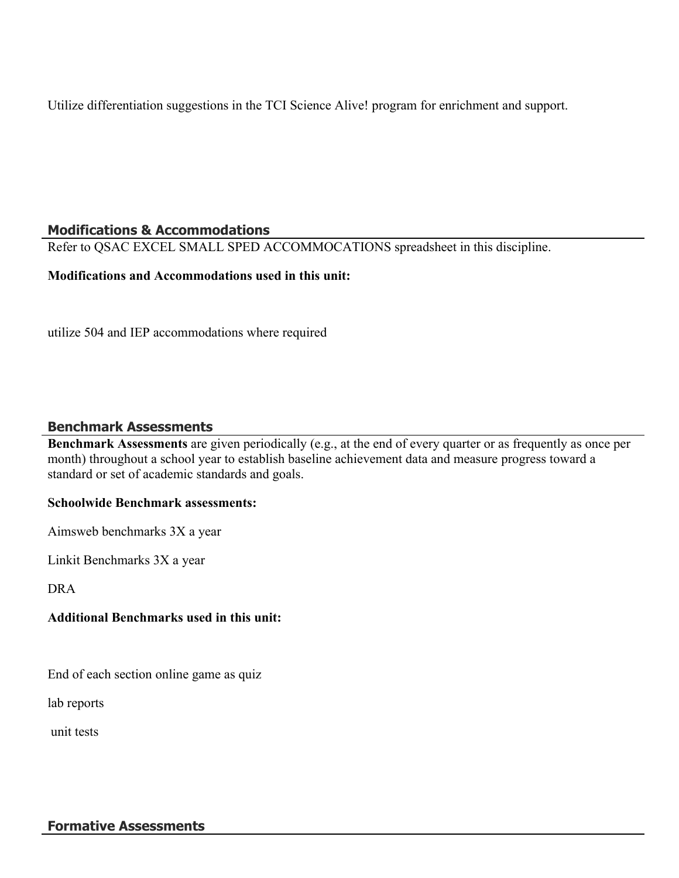Utilize differentiation suggestions in the TCI Science Alive! program for enrichment and support.

## Modifications & Accommodations

Refer to QSAC EXCEL SMALL SPED ACCOMMOCATIONS spreadsheet in this discipline.

**Modifications and Accommodations used in this unit:**

utilize 504 and IEP accommodations where required

## Benchmark Assessments

**Benchmark Assessments** are given periodically (e.g., at the end of every quarter or as frequently as once per month) throughout a school year to establish baseline achievement data and measure progress toward a standard or set of academic standards and goals.

**Schoolwide Benchmark assessments:**

Aimsweb benchmarks 3X a year

Linkit Benchmarks 3X a year

DRA

**Additional Benchmarks used in this unit:**

End of each section online game as quiz

lab reports

unit tests

## Formative Assessments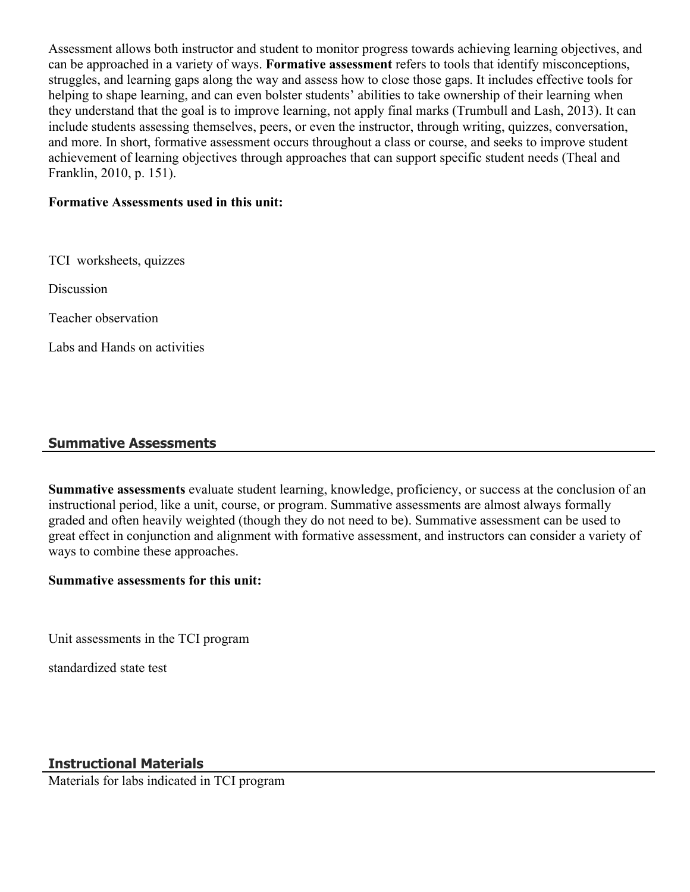Assessment allows both instructor and student to monitor progress towards achieving learning objectives, and can be approached in a variety of ways. **Formative assessment** refers to tools that identify misconceptions, struggles, and learning gaps along the way and assess how to close those gaps. It includes effective tools for helping to shape learning, and can even bolster students' abilities to take ownership of their learning when they understand that the goal is to improve learning, not apply final marks (Trumbull and Lash, 2013). It can include students assessing themselves, peers, or even the instructor, through writing, quizzes, conversation, and more. In short, formative assessment occurs throughout a class or course, and seeks to improve student achievement of learning objectives through approaches that can support specific student needs (Theal and Franklin, 2010, p. 151).

**Formative Assessments used in this unit:**

TCI worksheets, quizzes

Discussion

Teacher observation

Labs and Hands on activities

## Summative Assessments

**Summative assessments** evaluate student learning, knowledge, proficiency, or success at the conclusion of an instructional period, like a unit, course, or program. Summative assessments are almost always formally graded and often heavily weighted (though they do not need to be). Summative assessment can be used to great effect in conjunction and alignment with formative assessment, and instructors can consider a variety of ways to combine these approaches.

**Summative assessments for this unit:**

Unit assessments in the TCI program

standardized state test

## Instructional Materials

Materials for labs indicated in TCI program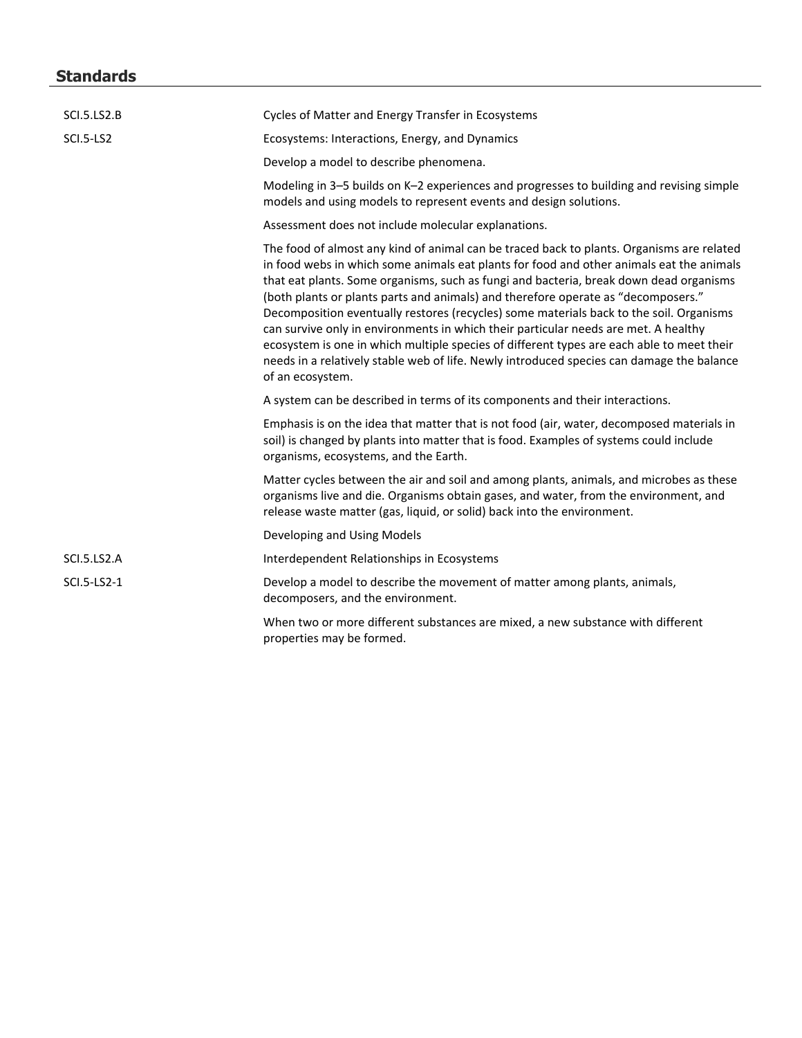## Standards

| | |
|---|---|
| SCI.5.LS2.B | Cycles of Matter and Energy Transfer in Ecosystems |
| SCI.5-LS2 | Ecosystems: Interactions, Energy, and Dynamics |
| | Develop a model to describe phenomena. |
| | Modeling in 3–5 builds on K–2 experiences and progresses to building and revising simple models and using models to represent events and design solutions. |
| | Assessment does not include molecular explanations. |
| | The food of almost any kind of animal can be traced back to plants. Organisms are related in food webs in which some animals eat plants for food and other animals eat the animals that eat plants. Some organisms, such as fungi and bacteria, break down dead organisms (both plants or plants parts and animals) and therefore operate as "decomposers." Decomposition eventually restores (recycles) some materials back to the soil. Organisms can survive only in environments in which their particular needs are met. A healthy ecosystem is one in which multiple species of different types are each able to meet their needs in a relatively stable web of life. Newly introduced species can damage the balance of an ecosystem. |
| | A system can be described in terms of its components and their interactions. |
| | Emphasis is on the idea that matter that is not food (air, water, decomposed materials in soil) is changed by plants into matter that is food. Examples of systems could include organisms, ecosystems, and the Earth. |
| | Matter cycles between the air and soil and among plants, animals, and microbes as these organisms live and die. Organisms obtain gases, and water, from the environment, and release waste matter (gas, liquid, or solid) back into the environment. |
| | Developing and Using Models |
| SCI.5.LS2.A | Interdependent Relationships in Ecosystems |
| SCI.5-LS2-1 | Develop a model to describe the movement of matter among plants, animals, decomposers, and the environment. |
| | When two or more different substances are mixed, a new substance with different properties may be formed. |